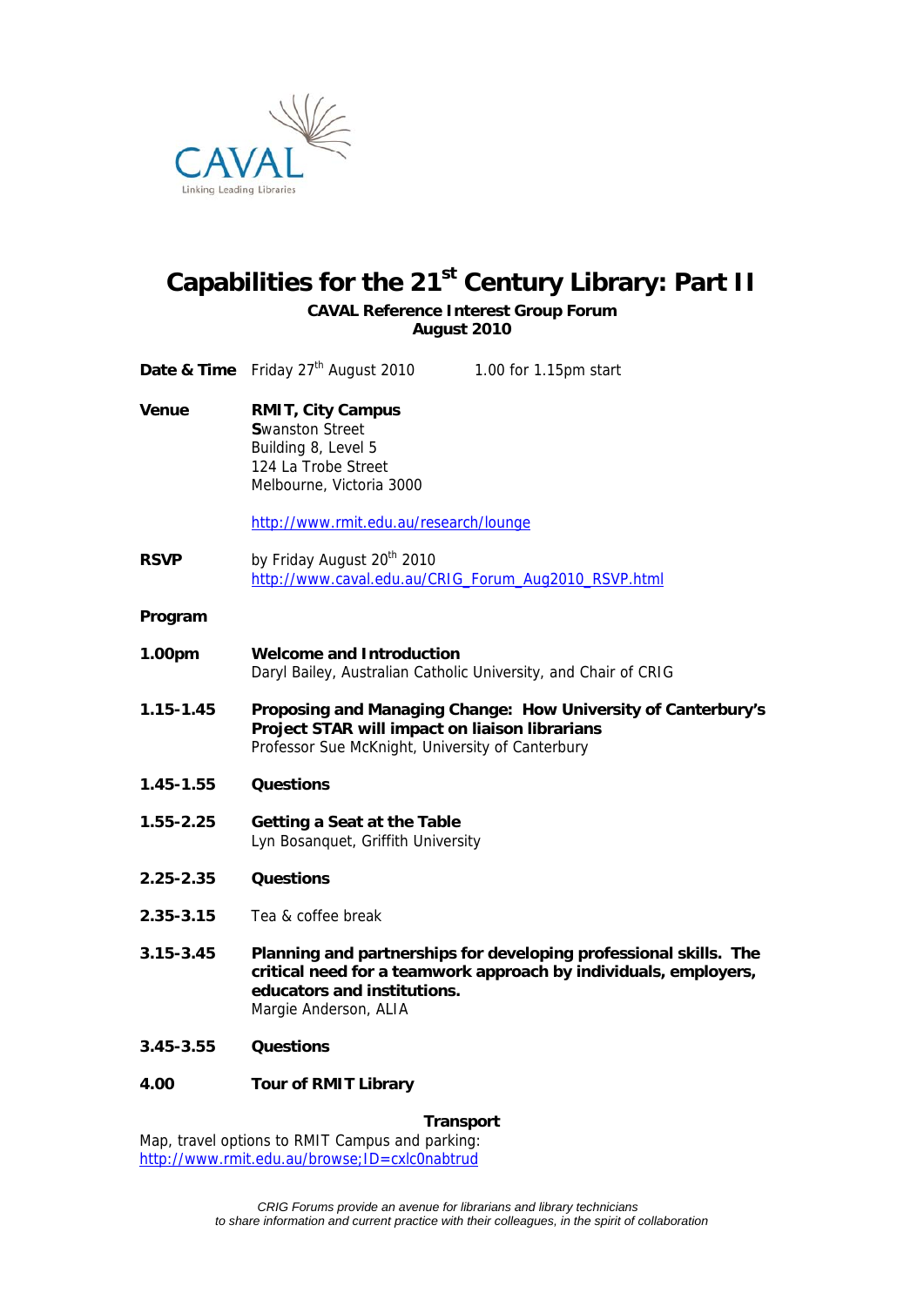CAVAL
Linking Leading Libraries

# Capabilities for the 21st Century Library: Part II

**CAVAL Reference Interest Group Forum**
**August 2010**

**Date & Time** Friday 27th August 2010 1.00 for 1.15pm start

**Venue** **RMIT, City Campus**
Swanston Street
Building 8, Level 5
124 La Trobe Street
Melbourne, Victoria 3000

http://www.rmit.edu.au/research/lounge

**RSVP** by Friday August 20th 2010
http://www.caval.edu.au/CRIG_Forum_Aug2010_RSVP.html

**Program**

**1.00pm** **Welcome and Introduction**
Daryl Bailey, Australian Catholic University, and Chair of CRIG

**1.15-1.45** **Proposing and Managing Change: How University of Canterbury's Project STAR will impact on liaison librarians**
Professor Sue McKnight, University of Canterbury

**1.45-1.55** **Questions**

**1.55-2.25** **Getting a Seat at the Table**
Lyn Bosanquet, Griffith University

**2.25-2.35** **Questions**

**2.35-3.15** Tea & coffee break

**3.15-3.45** **Planning and partnerships for developing professional skills. The critical need for a teamwork approach by individuals, employers, educators and institutions.**
Margie Anderson, ALIA

**3.45-3.55** **Questions**

**4.00** **Tour of RMIT Library**

**Transport**

Map, travel options to RMIT Campus and parking:
http://www.rmit.edu.au/browse;ID=cxlc0nabtrud

*CRIG Forums provide an avenue for librarians and library technicians to share information and current practice with their colleagues, in the spirit of collaboration*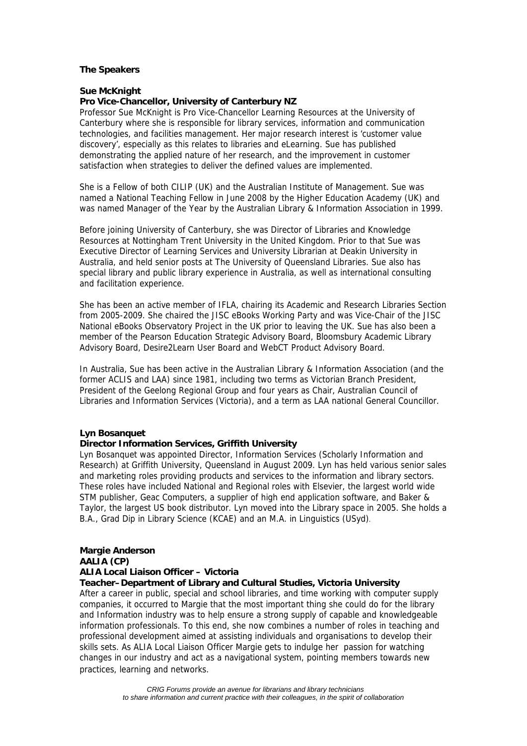**The Speakers**

**Sue McKnight**
**Pro Vice-Chancellor, University of Canterbury NZ**
Professor Sue McKnight is Pro Vice-Chancellor Learning Resources at the University of Canterbury where she is responsible for library services, information and communication technologies, and facilities management. Her major research interest is 'customer value discovery', especially as this relates to libraries and eLearning. Sue has published demonstrating the applied nature of her research, and the improvement in customer satisfaction when strategies to deliver the defined values are implemented.

She is a Fellow of both CILIP (UK) and the Australian Institute of Management. Sue was named a National Teaching Fellow in June 2008 by the Higher Education Academy (UK) and was named Manager of the Year by the Australian Library & Information Association in 1999.

Before joining University of Canterbury, she was Director of Libraries and Knowledge Resources at Nottingham Trent University in the United Kingdom. Prior to that Sue was Executive Director of Learning Services and University Librarian at Deakin University in Australia, and held senior posts at The University of Queensland Libraries. Sue also has special library and public library experience in Australia, as well as international consulting and facilitation experience.

She has been an active member of IFLA, chairing its Academic and Research Libraries Section from 2005-2009. She chaired the JISC eBooks Working Party and was Vice-Chair of the JISC National eBooks Observatory Project in the UK prior to leaving the UK. Sue has also been a member of the Pearson Education Strategic Advisory Board, Bloomsbury Academic Library Advisory Board, Desire2Learn User Board and WebCT Product Advisory Board.

In Australia, Sue has been active in the Australian Library & Information Association (and the former ACLIS and LAA) since 1981, including two terms as Victorian Branch President, President of the Geelong Regional Group and four years as Chair, Australian Council of Libraries and Information Services (Victoria), and a term as LAA national General Councillor.

**Lyn Bosanquet**
**Director Information Services, Griffith University**
Lyn Bosanquet was appointed Director, Information Services (Scholarly Information and Research) at Griffith University, Queensland in August 2009. Lyn has held various senior sales and marketing roles providing products and services to the information and library sectors. These roles have included National and Regional roles with Elsevier, the largest world wide STM publisher, Geac Computers, a supplier of high end application software, and Baker & Taylor, the largest US book distributor. Lyn moved into the Library space in 2005. She holds a B.A., Grad Dip in Library Science (KCAE) and an M.A. in Linguistics (USyd).

**Margie Anderson**
**AALIA (CP)**
**ALIA Local Liaison Officer – Victoria**
**Teacher–Department of Library and Cultural Studies, Victoria University**
After a career in public, special and school libraries, and time working with computer supply companies, it occurred to Margie that the most important thing she could do for the library and Information industry was to help ensure a strong supply of capable and knowledgeable information professionals. To this end, she now combines a number of roles in teaching and professional development aimed at assisting individuals and organisations to develop their skills sets. As ALIA Local Liaison Officer Margie gets to indulge her passion for watching changes in our industry and act as a navigational system, pointing members towards new practices, learning and networks.

*CRIG Forums provide an avenue for librarians and library technicians to share information and current practice with their colleagues, in the spirit of collaboration*